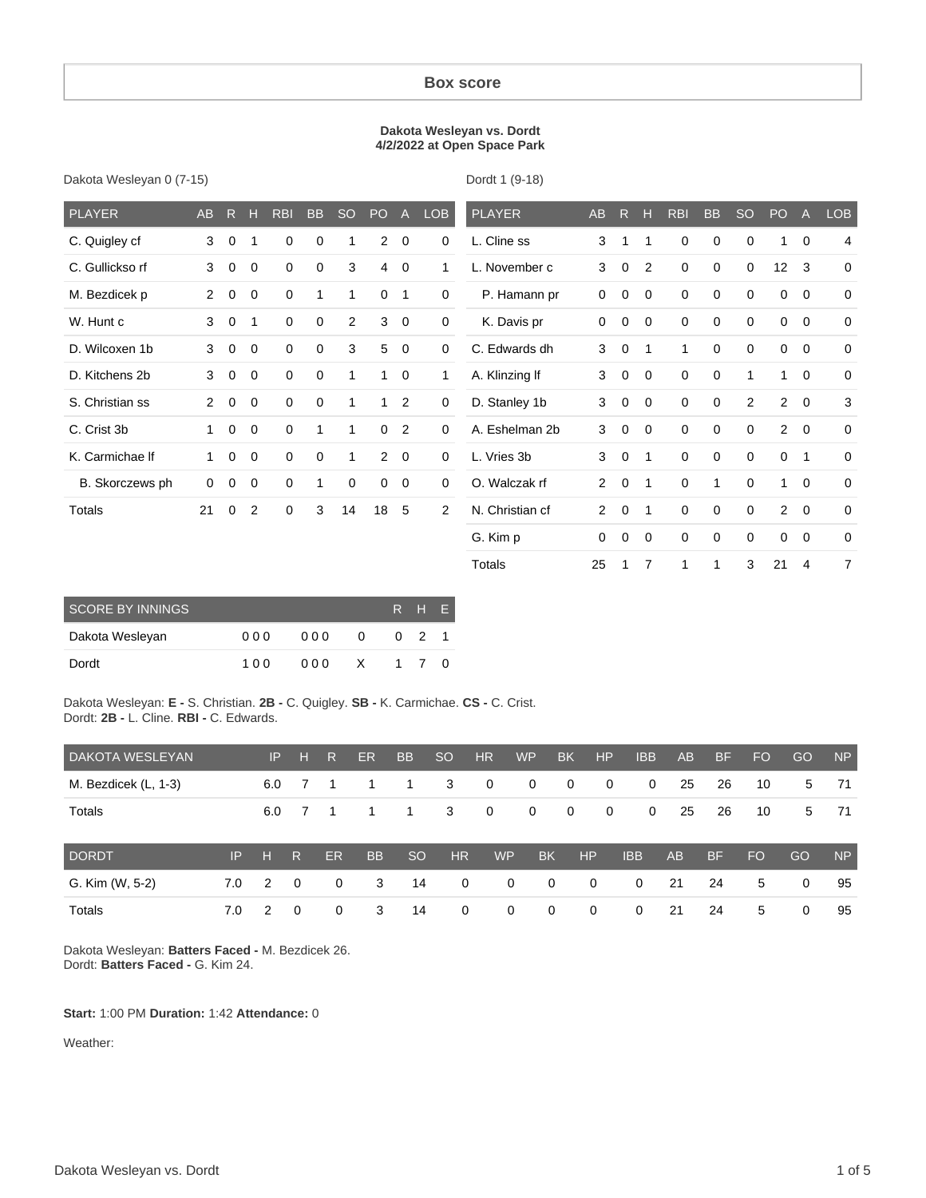## Box score

**Dakota Wesleyan vs. Dordt**
**4/2/2022 at Open Space Park**

Dakota Wesleyan 0 (7-15)

| PLAYER | AB | R | H | RBI | BB | SO | PO | A | LOB |
|---|---|---|---|---|---|---|---|---|---|
| C. Quigley cf | 3 | 0 | 1 | 0 | 0 | 1 | 2 | 0 | 0 |
| C. Gullickso rf | 3 | 0 | 0 | 0 | 0 | 3 | 4 | 0 | 1 |
| M. Bezdicek p | 2 | 0 | 0 | 0 | 1 | 1 | 0 | 1 | 0 |
| W. Hunt c | 3 | 0 | 1 | 0 | 0 | 2 | 3 | 0 | 0 |
| D. Wilcoxen 1b | 3 | 0 | 0 | 0 | 0 | 3 | 5 | 0 | 0 |
| D. Kitchens 2b | 3 | 0 | 0 | 0 | 0 | 1 | 1 | 0 | 1 |
| S. Christian ss | 2 | 0 | 0 | 0 | 0 | 1 | 1 | 2 | 0 |
| C. Crist 3b | 1 | 0 | 0 | 0 | 1 | 1 | 0 | 2 | 0 |
| K. Carmichae lf | 1 | 0 | 0 | 0 | 0 | 1 | 2 | 0 | 0 |
| B. Skorczews ph | 0 | 0 | 0 | 0 | 1 | 0 | 0 | 0 | 0 |
| Totals | 21 | 0 | 2 | 0 | 3 | 14 | 18 | 5 | 2 |

Dordt 1 (9-18)

| PLAYER | AB | R | H | RBI | BB | SO | PO | A | LOB |
|---|---|---|---|---|---|---|---|---|---|
| L. Cline ss | 3 | 1 | 1 | 0 | 0 | 0 | 1 | 0 | 4 |
| L. November c | 3 | 0 | 2 | 0 | 0 | 0 | 12 | 3 | 0 |
| P. Hamann pr | 0 | 0 | 0 | 0 | 0 | 0 | 0 | 0 | 0 |
| K. Davis pr | 0 | 0 | 0 | 0 | 0 | 0 | 0 | 0 | 0 |
| C. Edwards dh | 3 | 0 | 1 | 1 | 0 | 0 | 0 | 0 | 0 |
| A. Klinzing lf | 3 | 0 | 0 | 0 | 0 | 1 | 1 | 0 | 0 |
| D. Stanley 1b | 3 | 0 | 0 | 0 | 0 | 2 | 2 | 0 | 3 |
| A. Eshelman 2b | 3 | 0 | 0 | 0 | 0 | 0 | 2 | 0 | 0 |
| L. Vries 3b | 3 | 0 | 1 | 0 | 0 | 0 | 0 | 1 | 0 |
| O. Walczak rf | 2 | 0 | 1 | 0 | 1 | 0 | 1 | 0 | 0 |
| N. Christian cf | 2 | 0 | 1 | 0 | 0 | 0 | 2 | 0 | 0 |
| G. Kim p | 0 | 0 | 0 | 0 | 0 | 0 | 0 | 0 | 0 |
| Totals | 25 | 1 | 7 | 1 | 1 | 3 | 21 | 4 | 7 |

| SCORE BY INNINGS | | | | R | H | E |
|---|---|---|---|---|---|---|
| Dakota Wesleyan | 000 | 000 | 0 | 0 | 2 | 1 |
| Dordt | 100 | 000 | X | 1 | 7 | 0 |

Dakota Wesleyan: **E -** S. Christian. **2B -** C. Quigley. **SB -** K. Carmichae. **CS -** C. Crist.
Dordt: **2B -** L. Cline. **RBI -** C. Edwards.

| DAKOTA WESLEYAN | IP | H | R | ER | BB | SO | HR | WP | BK | HP | IBB | AB | BF | FO | GO | NP |
|---|---|---|---|---|---|---|---|---|---|---|---|---|---|---|---|---|
| M. Bezdicek (L, 1-3) | 6.0 | 7 | 1 | 1 | 1 | 3 | 0 | 0 | 0 | 0 | 0 | 25 | 26 | 10 | 5 | 71 |
| Totals | 6.0 | 7 | 1 | 1 | 1 | 3 | 0 | 0 | 0 | 0 | 0 | 25 | 26 | 10 | 5 | 71 |

| DORDT | IP | H | R | ER | BB | SO | HR | WP | BK | HP | IBB | AB | BF | FO | GO | NP |
|---|---|---|---|---|---|---|---|---|---|---|---|---|---|---|---|---|
| G. Kim (W, 5-2) | 7.0 | 2 | 0 | 0 | 3 | 14 | 0 | 0 | 0 | 0 | 0 | 21 | 24 | 5 | 0 | 95 |
| Totals | 7.0 | 2 | 0 | 0 | 3 | 14 | 0 | 0 | 0 | 0 | 0 | 21 | 24 | 5 | 0 | 95 |

Dakota Wesleyan: **Batters Faced -** M. Bezdicek 26.
Dordt: **Batters Faced -** G. Kim 24.

**Start:** 1:00 PM **Duration:** 1:42 **Attendance:** 0

Weather: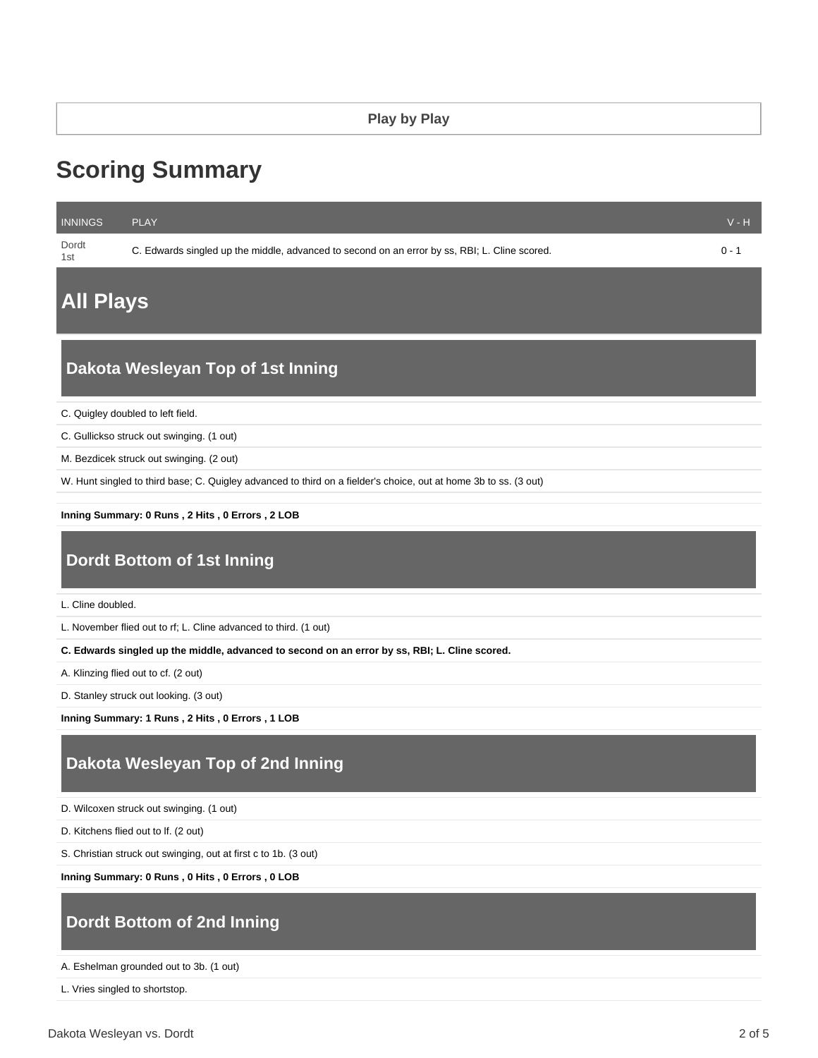Play by Play

# Scoring Summary

| INNINGS | PLAY | V - H |
|---|---|---|
| Dordt 1st | C. Edwards singled up the middle, advanced to second on an error by ss, RBI; L. Cline scored. | 0 - 1 |

## All Plays

### Dakota Wesleyan Top of 1st Inning

C. Quigley doubled to left field.

C. Gullickso struck out swinging. (1 out)

M. Bezdicek struck out swinging. (2 out)

W. Hunt singled to third base; C. Quigley advanced to third on a fielder's choice, out at home 3b to ss. (3 out)

**Inning Summary: 0 Runs , 2 Hits , 0 Errors , 2 LOB**

### Dordt Bottom of 1st Inning

L. Cline doubled.

L. November flied out to rf; L. Cline advanced to third. (1 out)

**C. Edwards singled up the middle, advanced to second on an error by ss, RBI; L. Cline scored.**

A. Klinzing flied out to cf. (2 out)

D. Stanley struck out looking. (3 out)

**Inning Summary: 1 Runs , 2 Hits , 0 Errors , 1 LOB**

### Dakota Wesleyan Top of 2nd Inning

D. Wilcoxen struck out swinging. (1 out)

D. Kitchens flied out to lf. (2 out)

S. Christian struck out swinging, out at first c to 1b. (3 out)

**Inning Summary: 0 Runs , 0 Hits , 0 Errors , 0 LOB**

### Dordt Bottom of 2nd Inning

A. Eshelman grounded out to 3b. (1 out)

L. Vries singled to shortstop.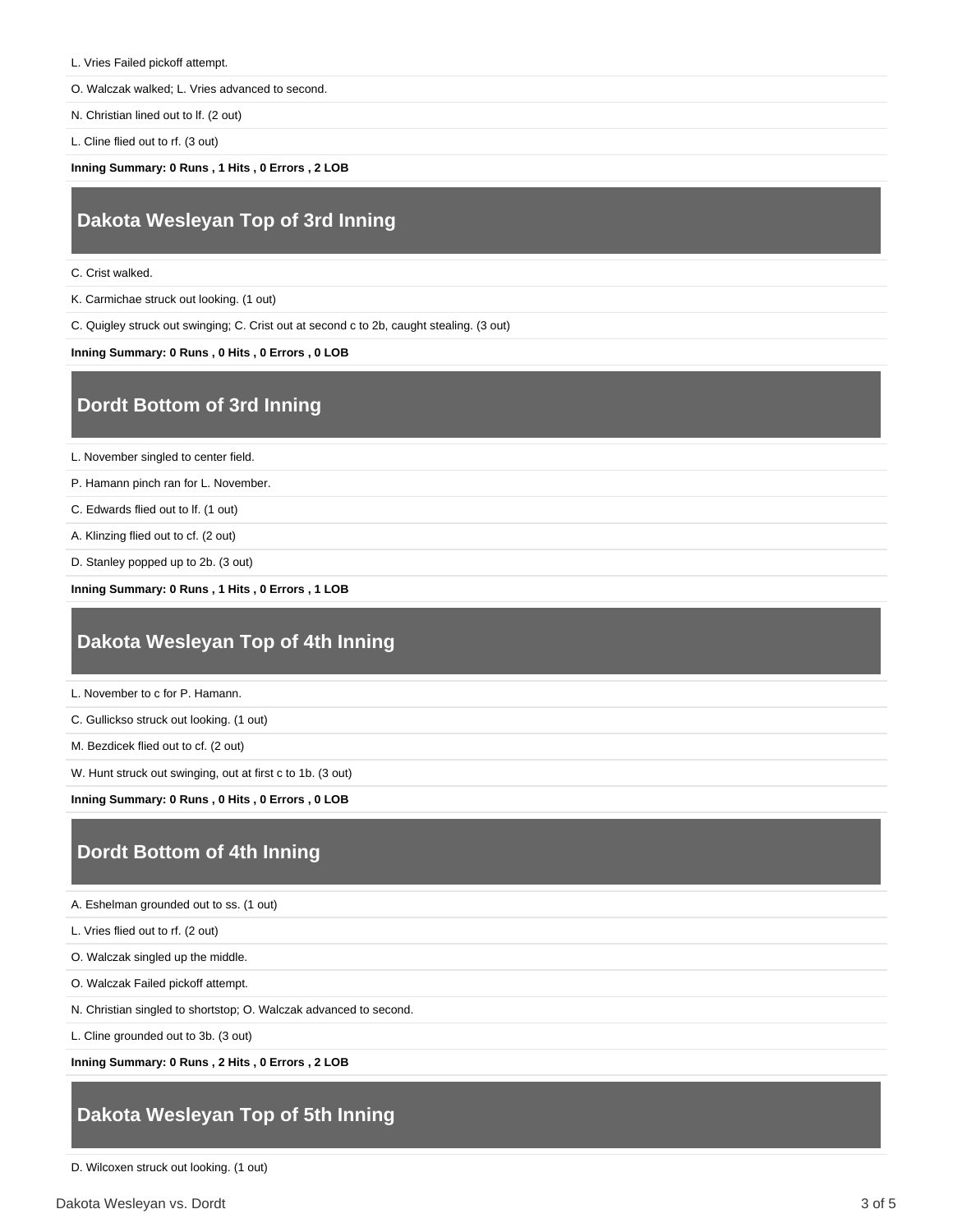L. Vries Failed pickoff attempt.

O. Walczak walked; L. Vries advanced to second.

N. Christian lined out to lf. (2 out)

L. Cline flied out to rf. (3 out)

**Inning Summary: 0 Runs , 1 Hits , 0 Errors , 2 LOB**

## Dakota Wesleyan Top of 3rd Inning

C. Crist walked.

K. Carmichae struck out looking. (1 out)

C. Quigley struck out swinging; C. Crist out at second c to 2b, caught stealing. (3 out)

**Inning Summary: 0 Runs , 0 Hits , 0 Errors , 0 LOB**

## Dordt Bottom of 3rd Inning

L. November singled to center field.

P. Hamann pinch ran for L. November.

C. Edwards flied out to lf. (1 out)

A. Klinzing flied out to cf. (2 out)

D. Stanley popped up to 2b. (3 out)

**Inning Summary: 0 Runs , 1 Hits , 0 Errors , 1 LOB**

## Dakota Wesleyan Top of 4th Inning

L. November to c for P. Hamann.

C. Gullickso struck out looking. (1 out)

M. Bezdicek flied out to cf. (2 out)

W. Hunt struck out swinging, out at first c to 1b. (3 out)

**Inning Summary: 0 Runs , 0 Hits , 0 Errors , 0 LOB**

## Dordt Bottom of 4th Inning

A. Eshelman grounded out to ss. (1 out)

L. Vries flied out to rf. (2 out)

O. Walczak singled up the middle.

O. Walczak Failed pickoff attempt.

N. Christian singled to shortstop; O. Walczak advanced to second.

L. Cline grounded out to 3b. (3 out)

**Inning Summary: 0 Runs , 2 Hits , 0 Errors , 2 LOB**

## Dakota Wesleyan Top of 5th Inning

D. Wilcoxen struck out looking. (1 out)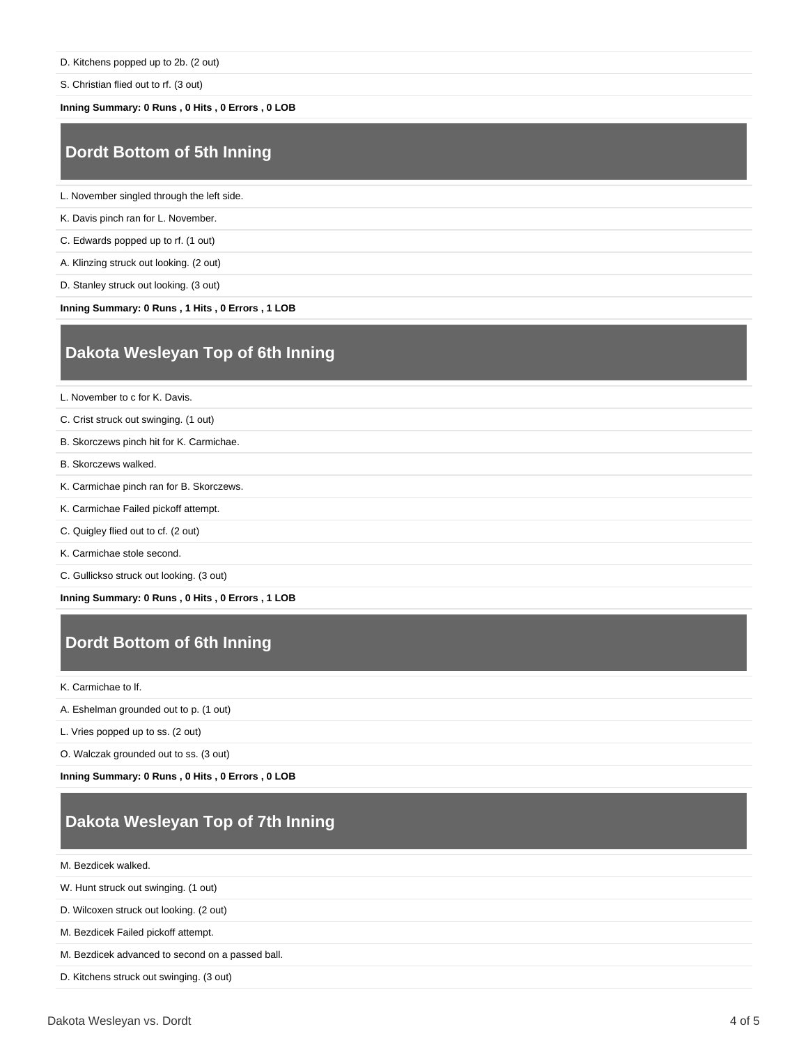D. Kitchens popped up to 2b. (2 out)

S. Christian flied out to rf. (3 out)

**Inning Summary: 0 Runs , 0 Hits , 0 Errors , 0 LOB**

## Dordt Bottom of 5th Inning

L. November singled through the left side.

K. Davis pinch ran for L. November.

C. Edwards popped up to rf. (1 out)

A. Klinzing struck out looking. (2 out)

D. Stanley struck out looking. (3 out)

**Inning Summary: 0 Runs , 1 Hits , 0 Errors , 1 LOB**

## Dakota Wesleyan Top of 6th Inning

L. November to c for K. Davis.

C. Crist struck out swinging. (1 out)

B. Skorczews pinch hit for K. Carmichae.

B. Skorczews walked.

K. Carmichae pinch ran for B. Skorczews.

K. Carmichae Failed pickoff attempt.

C. Quigley flied out to cf. (2 out)

K. Carmichae stole second.

C. Gullickso struck out looking. (3 out)

**Inning Summary: 0 Runs , 0 Hits , 0 Errors , 1 LOB**

## Dordt Bottom of 6th Inning

K. Carmichae to lf.

A. Eshelman grounded out to p. (1 out)

L. Vries popped up to ss. (2 out)

O. Walczak grounded out to ss. (3 out)

**Inning Summary: 0 Runs , 0 Hits , 0 Errors , 0 LOB**

## Dakota Wesleyan Top of 7th Inning

M. Bezdicek walked.

W. Hunt struck out swinging. (1 out)

D. Wilcoxen struck out looking. (2 out)

M. Bezdicek Failed pickoff attempt.

M. Bezdicek advanced to second on a passed ball.

D. Kitchens struck out swinging. (3 out)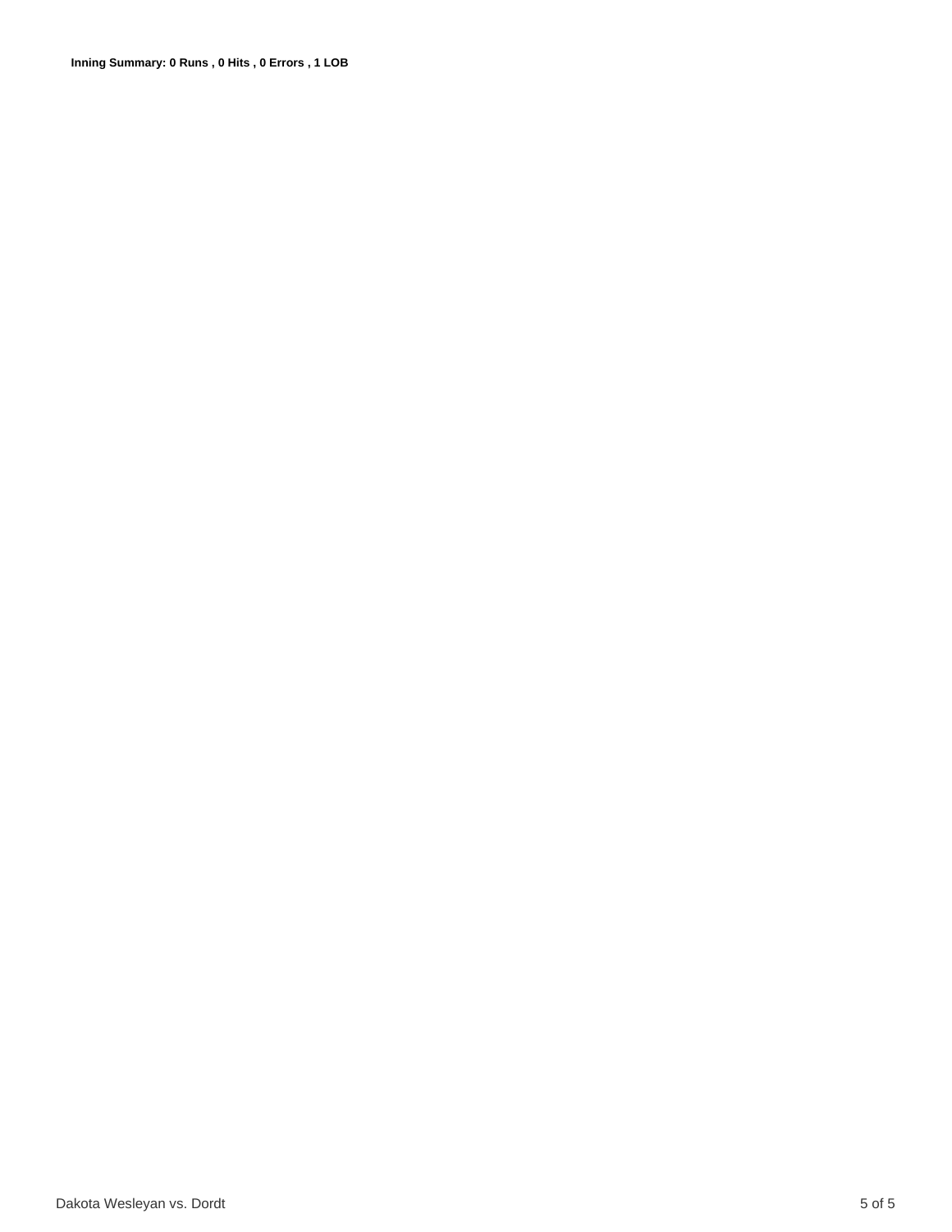**Inning Summary: 0 Runs , 0 Hits , 0 Errors , 1 LOB**